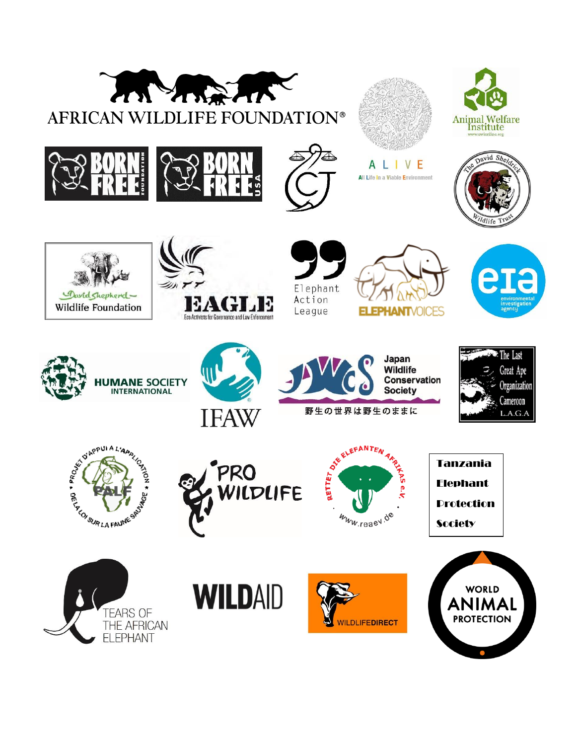AFRICAN WILDLIFE FOUNDATION®

Animal Welfare Institute
www.awionline.org

BORN FREE FOUNDATION

BORN FREE USA

ALIVE
All Life in a Viable Environment

The David Sheldrick Wildlife Trust

David Shepherd Wildlife Foundation

EAGLE
Eco Activists for Governance and Law Enforcement

Elephant Action League

ELEPHANTVOICES

eia
environmental investigation agency

HUMANE SOCIETY INTERNATIONAL

IFAW

Japan Wildlife Conservation Society
野生の世界は野生のままに

The Last Great Ape Organization Cameroon
L.A.G.A

PALF
PROJET D'APPUI A L'APPLICATION DE LA LOI SUR LA FAUNE SAUVAGE

PRO WILDLIFE

RETTET DIE ELEFANTEN AFRIKAS e.V.
www.reaev.de

Tanzania Elephant Protection Society

TEARS OF THE AFRICAN ELEPHANT

WILDAID

WILDLIFEDIRECT

WORLD ANIMAL PROTECTION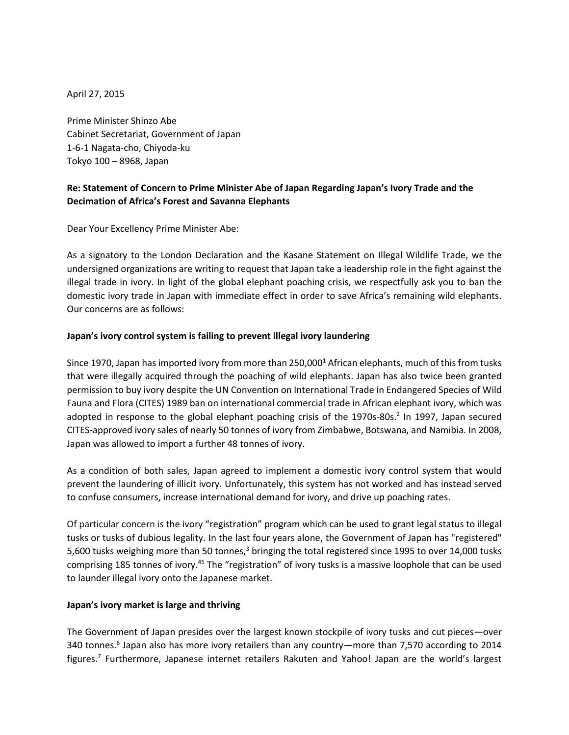April 27, 2015

Prime Minister Shinzo Abe
Cabinet Secretariat, Government of Japan
1-6-1 Nagata-cho, Chiyoda-ku
Tokyo 100 – 8968, Japan

**Re: Statement of Concern to Prime Minister Abe of Japan Regarding Japan's Ivory Trade and the Decimation of Africa's Forest and Savanna Elephants**

Dear Your Excellency Prime Minister Abe:

As a signatory to the London Declaration and the Kasane Statement on Illegal Wildlife Trade, we the undersigned organizations are writing to request that Japan take a leadership role in the fight against the illegal trade in ivory. In light of the global elephant poaching crisis, we respectfully ask you to ban the domestic ivory trade in Japan with immediate effect in order to save Africa's remaining wild elephants. Our concerns are as follows:

**Japan's ivory control system is failing to prevent illegal ivory laundering**

Since 1970, Japan has imported ivory from more than 250,000[1] African elephants, much of this from tusks that were illegally acquired through the poaching of wild elephants. Japan has also twice been granted permission to buy ivory despite the UN Convention on International Trade in Endangered Species of Wild Fauna and Flora (CITES) 1989 ban on international commercial trade in African elephant ivory, which was adopted in response to the global elephant poaching crisis of the 1970s-80s.[2] In 1997, Japan secured CITES-approved ivory sales of nearly 50 tonnes of ivory from Zimbabwe, Botswana, and Namibia. In 2008, Japan was allowed to import a further 48 tonnes of ivory.

As a condition of both sales, Japan agreed to implement a domestic ivory control system that would prevent the laundering of illicit ivory. Unfortunately, this system has not worked and has instead served to confuse consumers, increase international demand for ivory, and drive up poaching rates.

Of particular concern is the ivory "registration" program which can be used to grant legal status to illegal tusks or tusks of dubious legality. In the last four years alone, the Government of Japan has "registered" 5,600 tusks weighing more than 50 tonnes,[3] bringing the total registered since 1995 to over 14,000 tusks comprising 185 tonnes of ivory.[4][5] The "registration" of ivory tusks is a massive loophole that can be used to launder illegal ivory onto the Japanese market.

**Japan's ivory market is large and thriving**

The Government of Japan presides over the largest known stockpile of ivory tusks and cut pieces—over 340 tonnes.[6] Japan also has more ivory retailers than any country—more than 7,570 according to 2014 figures.[7] Furthermore, Japanese internet retailers Rakuten and Yahoo! Japan are the world's largest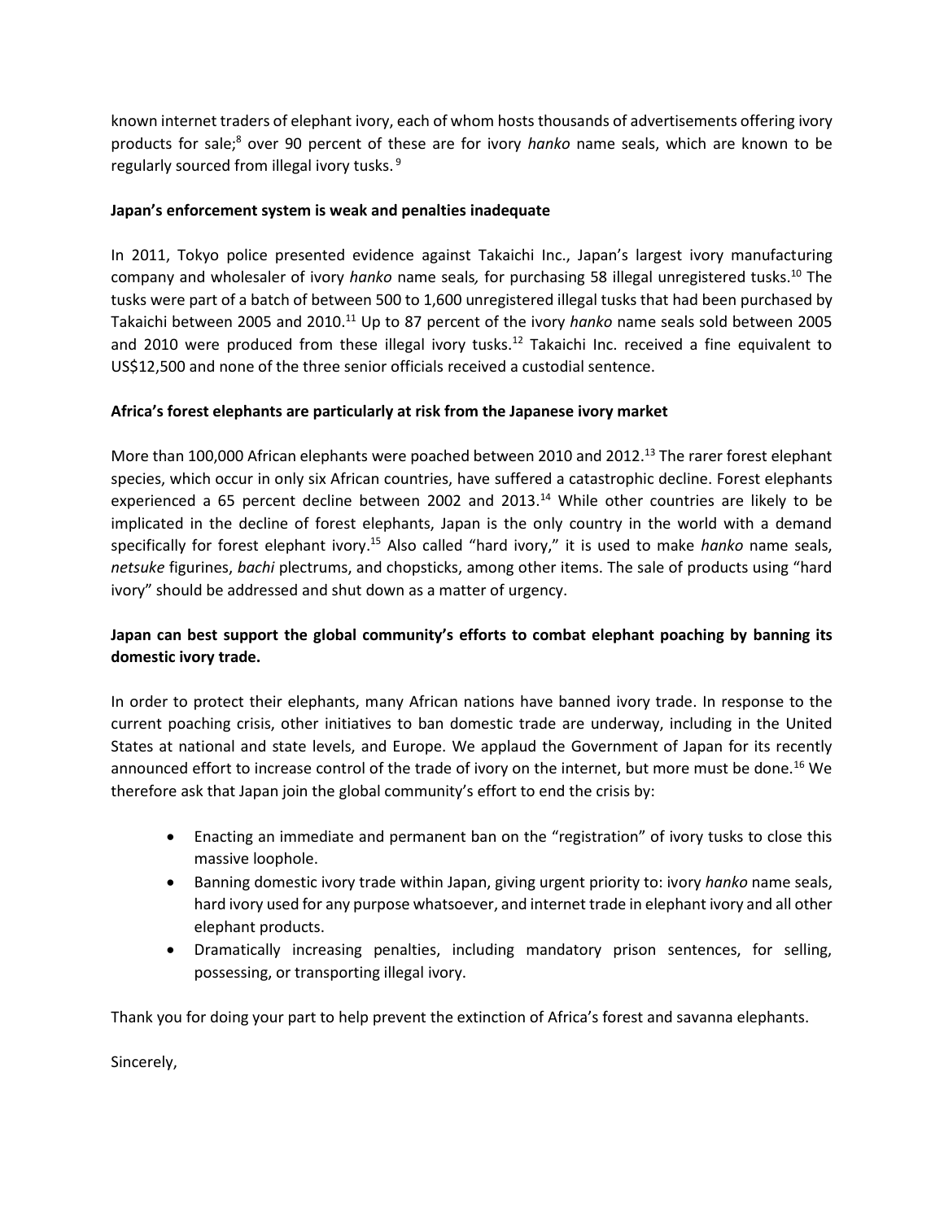known internet traders of elephant ivory, each of whom hosts thousands of advertisements offering ivory products for sale;[8] over 90 percent of these are for ivory *hanko* name seals, which are known to be regularly sourced from illegal ivory tusks.[9]

**Japan's enforcement system is weak and penalties inadequate**

In 2011, Tokyo police presented evidence against Takaichi Inc., Japan's largest ivory manufacturing company and wholesaler of ivory *hanko* name seals, for purchasing 58 illegal unregistered tusks.[10] The tusks were part of a batch of between 500 to 1,600 unregistered illegal tusks that had been purchased by Takaichi between 2005 and 2010.[11] Up to 87 percent of the ivory *hanko* name seals sold between 2005 and 2010 were produced from these illegal ivory tusks.[12] Takaichi Inc. received a fine equivalent to US$12,500 and none of the three senior officials received a custodial sentence.

**Africa's forest elephants are particularly at risk from the Japanese ivory market**

More than 100,000 African elephants were poached between 2010 and 2012.[13] The rarer forest elephant species, which occur in only six African countries, have suffered a catastrophic decline. Forest elephants experienced a 65 percent decline between 2002 and 2013.[14] While other countries are likely to be implicated in the decline of forest elephants, Japan is the only country in the world with a demand specifically for forest elephant ivory.[15] Also called "hard ivory," it is used to make *hanko* name seals, *netsuke* figurines, *bachi* plectrums, and chopsticks, among other items. The sale of products using "hard ivory" should be addressed and shut down as a matter of urgency.

**Japan can best support the global community's efforts to combat elephant poaching by banning its domestic ivory trade.**

In order to protect their elephants, many African nations have banned ivory trade. In response to the current poaching crisis, other initiatives to ban domestic trade are underway, including in the United States at national and state levels, and Europe. We applaud the Government of Japan for its recently announced effort to increase control of the trade of ivory on the internet, but more must be done.[16] We therefore ask that Japan join the global community's effort to end the crisis by:

- Enacting an immediate and permanent ban on the "registration" of ivory tusks to close this massive loophole.
- Banning domestic ivory trade within Japan, giving urgent priority to: ivory *hanko* name seals, hard ivory used for any purpose whatsoever, and internet trade in elephant ivory and all other elephant products.
- Dramatically increasing penalties, including mandatory prison sentences, for selling, possessing, or transporting illegal ivory.

Thank you for doing your part to help prevent the extinction of Africa's forest and savanna elephants.

Sincerely,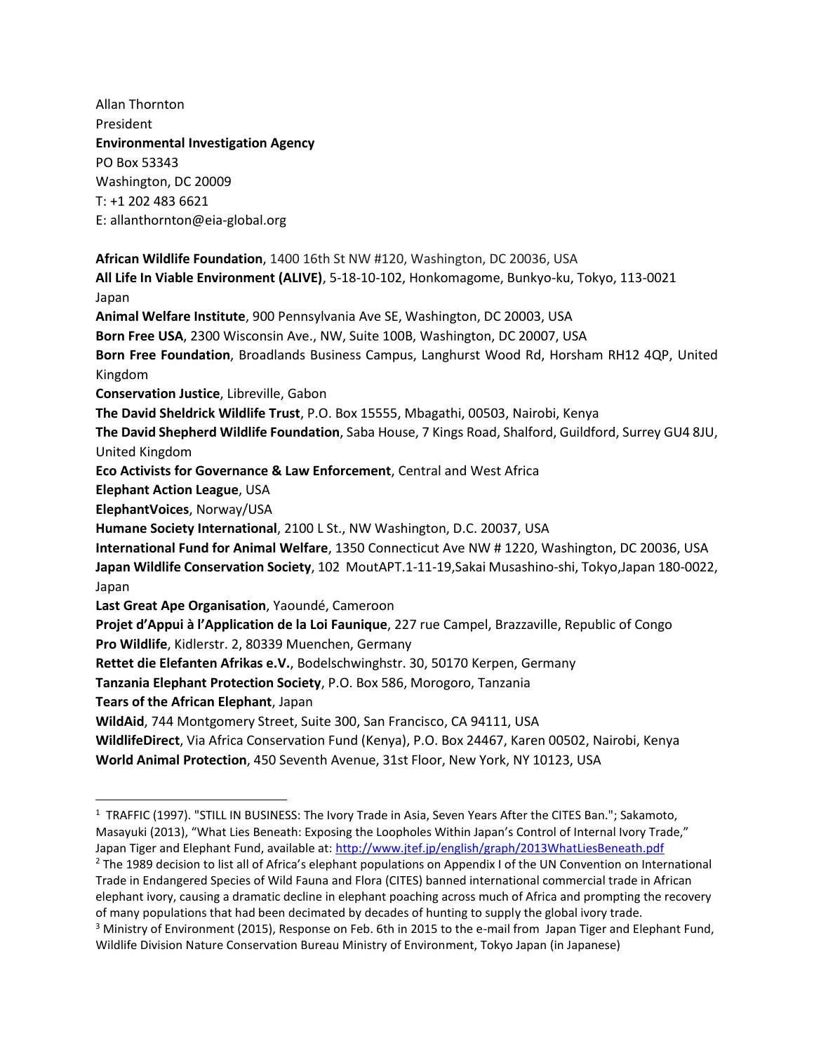Allan Thornton
President
**Environmental Investigation Agency**
PO Box 53343
Washington, DC 20009
T: +1 202 483 6621
E: allanthornton@eia-global.org

**African Wildlife Foundation**, 1400 16th St NW #120, Washington, DC 20036, USA
**All Life In Viable Environment (ALIVE)**, 5-18-10-102, Honkomagome, Bunkyo-ku, Tokyo, 113-0021 Japan
**Animal Welfare Institute**, 900 Pennsylvania Ave SE, Washington, DC 20003, USA
**Born Free USA**, 2300 Wisconsin Ave., NW, Suite 100B, Washington, DC 20007, USA
**Born Free Foundation**, Broadlands Business Campus, Langhurst Wood Rd, Horsham RH12 4QP, United Kingdom
**Conservation Justice**, Libreville, Gabon
**The David Sheldrick Wildlife Trust**, P.O. Box 15555, Mbagathi, 00503, Nairobi, Kenya
**The David Shepherd Wildlife Foundation**, Saba House, 7 Kings Road, Shalford, Guildford, Surrey GU4 8JU, United Kingdom
**Eco Activists for Governance & Law Enforcement**, Central and West Africa
**Elephant Action League**, USA
**ElephantVoices**, Norway/USA
**Humane Society International**, 2100 L St., NW Washington, D.C. 20037, USA
**International Fund for Animal Welfare**, 1350 Connecticut Ave NW # 1220, Washington, DC 20036, USA
**Japan Wildlife Conservation Society**, 102 MoutAPT.1-11-19,Sakai Musashino-shi, Tokyo,Japan 180-0022, Japan
**Last Great Ape Organisation**, Yaoundé, Cameroon
**Projet d'Appui à l'Application de la Loi Faunique**, 227 rue Campel, Brazzaville, Republic of Congo
**Pro Wildlife**, Kidlerstr. 2, 80339 Muenchen, Germany
**Rettet die Elefanten Afrikas e.V.**, Bodelschwinghstr. 30, 50170 Kerpen, Germany
**Tanzania Elephant Protection Society**, P.O. Box 586, Morogoro, Tanzania
**Tears of the African Elephant**, Japan
**WildAid**, 744 Montgomery Street, Suite 300, San Francisco, CA 94111, USA
**WildlifeDirect**, Via Africa Conservation Fund (Kenya), P.O. Box 24467, Karen 00502, Nairobi, Kenya
**World Animal Protection**, 450 Seventh Avenue, 31st Floor, New York, NY 10123, USA

---

[1] TRAFFIC (1997). "STILL IN BUSINESS: The Ivory Trade in Asia, Seven Years After the CITES Ban."; Sakamoto, Masayuki (2013), "What Lies Beneath: Exposing the Loopholes Within Japan's Control of Internal Ivory Trade," Japan Tiger and Elephant Fund, available at: http://www.jtef.jp/english/graph/2013WhatLiesBeneath.pdf

[2] The 1989 decision to list all of Africa's elephant populations on Appendix I of the UN Convention on International Trade in Endangered Species of Wild Fauna and Flora (CITES) banned international commercial trade in African elephant ivory, causing a dramatic decline in elephant poaching across much of Africa and prompting the recovery of many populations that had been decimated by decades of hunting to supply the global ivory trade.

[3] Ministry of Environment (2015), Response on Feb. 6th in 2015 to the e-mail from Japan Tiger and Elephant Fund, Wildlife Division Nature Conservation Bureau Ministry of Environment, Tokyo Japan (in Japanese)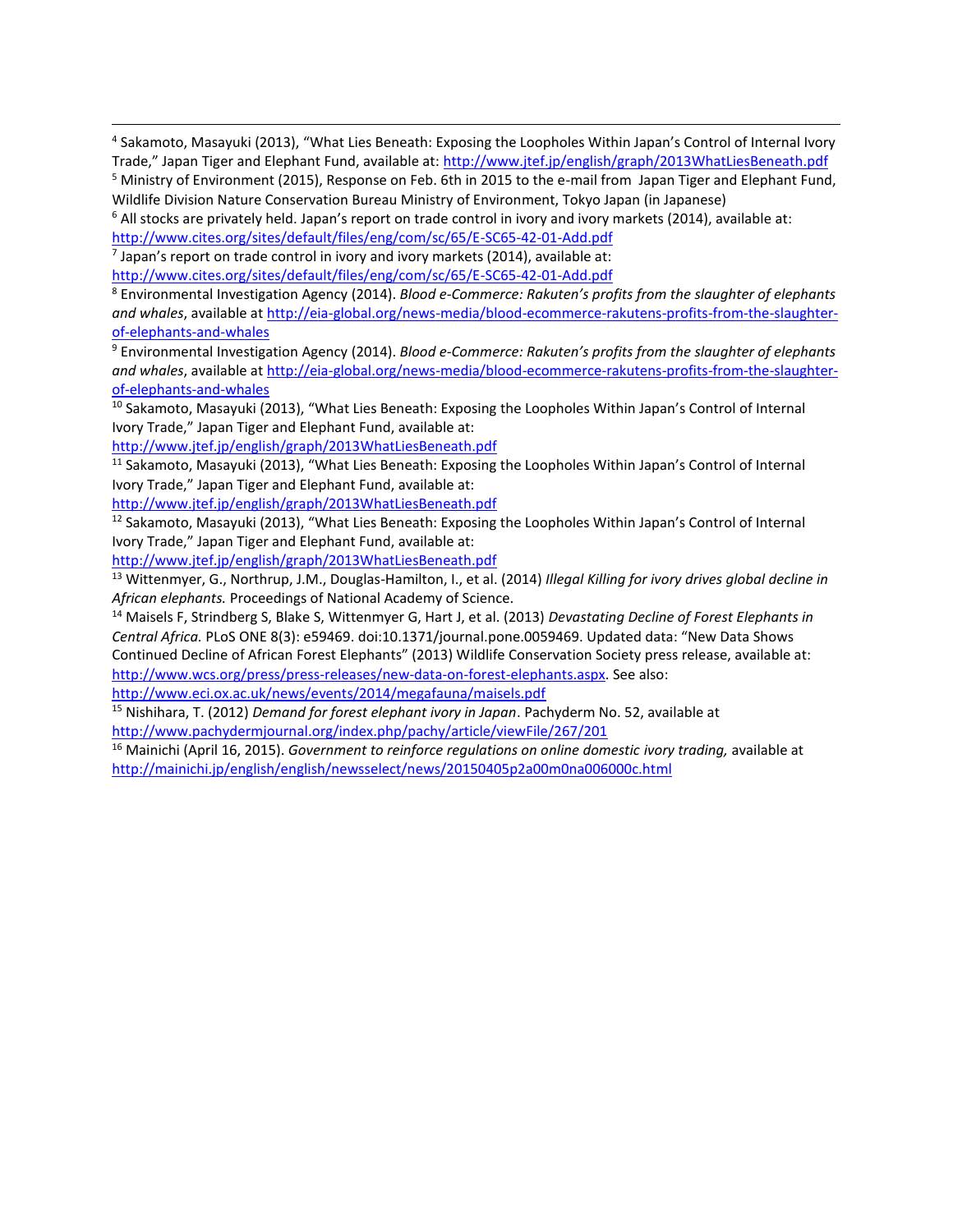[4] Sakamoto, Masayuki (2013), "What Lies Beneath: Exposing the Loopholes Within Japan's Control of Internal Ivory Trade," Japan Tiger and Elephant Fund, available at: http://www.jtef.jp/english/graph/2013WhatLiesBeneath.pdf

[5] Ministry of Environment (2015), Response on Feb. 6th in 2015 to the e-mail from Japan Tiger and Elephant Fund, Wildlife Division Nature Conservation Bureau Ministry of Environment, Tokyo Japan (in Japanese)

[6] All stocks are privately held. Japan's report on trade control in ivory and ivory markets (2014), available at: http://www.cites.org/sites/default/files/eng/com/sc/65/E-SC65-42-01-Add.pdf

[7] Japan's report on trade control in ivory and ivory markets (2014), available at: http://www.cites.org/sites/default/files/eng/com/sc/65/E-SC65-42-01-Add.pdf

[8] Environmental Investigation Agency (2014). *Blood e-Commerce: Rakuten's profits from the slaughter of elephants and whales*, available at http://eia-global.org/news-media/blood-ecommerce-rakutens-profits-from-the-slaughter-of-elephants-and-whales

[9] Environmental Investigation Agency (2014). *Blood e-Commerce: Rakuten's profits from the slaughter of elephants and whales*, available at http://eia-global.org/news-media/blood-ecommerce-rakutens-profits-from-the-slaughter-of-elephants-and-whales

[10] Sakamoto, Masayuki (2013), "What Lies Beneath: Exposing the Loopholes Within Japan's Control of Internal Ivory Trade," Japan Tiger and Elephant Fund, available at: http://www.jtef.jp/english/graph/2013WhatLiesBeneath.pdf

[11] Sakamoto, Masayuki (2013), "What Lies Beneath: Exposing the Loopholes Within Japan's Control of Internal Ivory Trade," Japan Tiger and Elephant Fund, available at: http://www.jtef.jp/english/graph/2013WhatLiesBeneath.pdf

[12] Sakamoto, Masayuki (2013), "What Lies Beneath: Exposing the Loopholes Within Japan's Control of Internal Ivory Trade," Japan Tiger and Elephant Fund, available at: http://www.jtef.jp/english/graph/2013WhatLiesBeneath.pdf

[13] Wittenmyer, G., Northrup, J.M., Douglas-Hamilton, I., et al. (2014) *Illegal Killing for ivory drives global decline in African elephants.* Proceedings of National Academy of Science.

[14] Maisels F, Strindberg S, Blake S, Wittenmyer G, Hart J, et al. (2013) *Devastating Decline of Forest Elephants in Central Africa.* PLoS ONE 8(3): e59469. doi:10.1371/journal.pone.0059469. Updated data: "New Data Shows Continued Decline of African Forest Elephants" (2013) Wildlife Conservation Society press release, available at: http://www.wcs.org/press/press-releases/new-data-on-forest-elephants.aspx. See also: http://www.eci.ox.ac.uk/news/events/2014/megafauna/maisels.pdf

[15] Nishihara, T. (2012) *Demand for forest elephant ivory in Japan*. Pachyderm No. 52, available at http://www.pachydermjournal.org/index.php/pachy/article/viewFile/267/201

[16] Mainichi (April 16, 2015). *Government to reinforce regulations on online domestic ivory trading,* available at http://mainichi.jp/english/english/newsselect/news/20150405p2a00m0na006000c.html